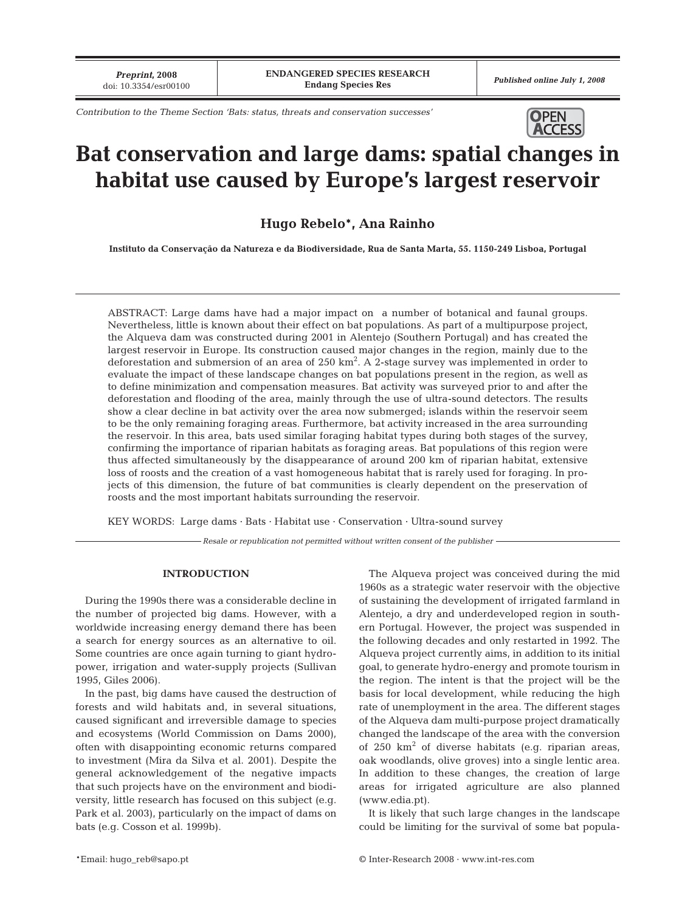Contribution to the Theme Section 'Bats: status, threats and conservation successes'

# Bat conservation and large dams: spatial changes in habitat use caused by Europe's largest reservoir

**Hugo Rebelo*, Ana Rainho**

**Instituto da Conservação da Natureza e da Biodiversidade, Rua de Santa Marta, 55. 1150-249 Lisboa, Portugal**

ABSTRACT: Large dams have had a major impact on a number of botanical and faunal groups. Nevertheless, little is known about their effect on bat populations. As part of a multipurpose project, the Alqueva dam was constructed during 2001 in Alentejo (Southern Portugal) and has created the largest reservoir in Europe. Its construction caused major changes in the region, mainly due to the deforestation and submersion of an area of 250 km$^2$. A 2-stage survey was implemented in order to evaluate the impact of these landscape changes on bat populations present in the region, as well as to define minimization and compensation measures. Bat activity was surveyed prior to and after the deforestation and flooding of the area, mainly through the use of ultra-sound detectors. The results show a clear decline in bat activity over the area now submerged; islands within the reservoir seem to be the only remaining foraging areas. Furthermore, bat activity increased in the area surrounding the reservoir. In this area, bats used similar foraging habitat types during both stages of the survey, confirming the importance of riparian habitats as foraging areas. Bat populations of this region were thus affected simultaneously by the disappearance of around 200 km of riparian habitat, extensive loss of roosts and the creation of a vast homogeneous habitat that is rarely used for foraging. In projects of this dimension, the future of bat communities is clearly dependent on the preservation of roosts and the most important habitats surrounding the reservoir.

KEY WORDS: Large dams · Bats · Habitat use · Conservation · Ultra-sound survey

*Resale or republication not permitted without written consent of the publisher*

## INTRODUCTION

During the 1990s there was a considerable decline in the number of projected big dams. However, with a worldwide increasing energy demand there has been a search for energy sources as an alternative to oil. Some countries are once again turning to giant hydropower, irrigation and water-supply projects (Sullivan 1995, Giles 2006).

In the past, big dams have caused the destruction of forests and wild habitats and, in several situations, caused significant and irreversible damage to species and ecosystems (World Commission on Dams 2000), often with disappointing economic returns compared to investment (Mira da Silva et al. 2001). Despite the general acknowledgement of the negative impacts that such projects have on the environment and biodiversity, little research has focused on this subject (e.g. Park et al. 2003), particularly on the impact of dams on bats (e.g. Cosson et al. 1999b).

The Alqueva project was conceived during the mid 1960s as a strategic water reservoir with the objective of sustaining the development of irrigated farmland in Alentejo, a dry and underdeveloped region in southern Portugal. However, the project was suspended in the following decades and only restarted in 1992. The Alqueva project currently aims, in addition to its initial goal, to generate hydro-energy and promote tourism in the region. The intent is that the project will be the basis for local development, while reducing the high rate of unemployment in the area. The different stages of the Alqueva dam multi-purpose project dramatically changed the landscape of the area with the conversion of 250 km$^2$ of diverse habitats (e.g. riparian areas, oak woodlands, olive groves) into a single lentic area. In addition to these changes, the creation of large areas for irrigated agriculture are also planned (www.edia.pt).

It is likely that such large changes in the landscape could be limiting for the survival of some bat popula-

*Email: hugo_reb@sapo.pt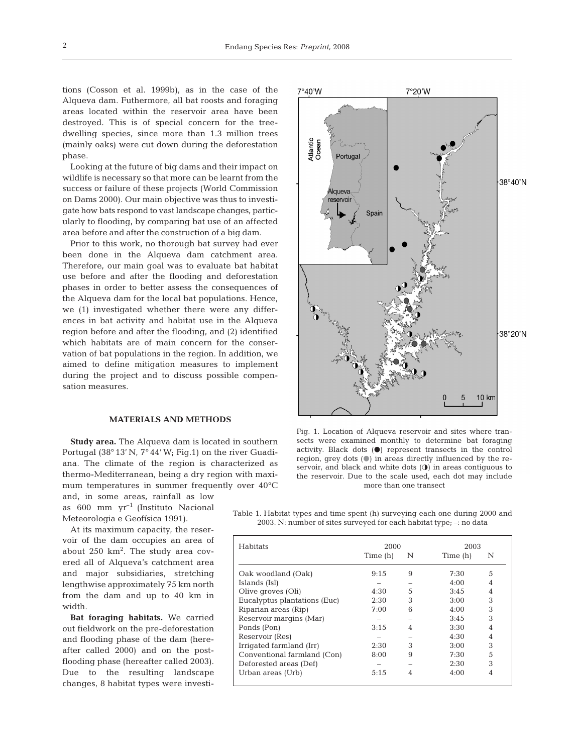tions (Cosson et al. 1999b), as in the case of the Alqueva dam. Futhermore, all bat roosts and foraging areas located within the reservoir area have been destroyed. This is of special concern for the tree-dwelling species, since more than 1.3 million trees (mainly oaks) were cut down during the deforestation phase.

Looking at the future of big dams and their impact on wildlife is necessary so that more can be learnt from the success or failure of these projects (World Commission on Dams 2000). Our main objective was thus to investigate how bats respond to vast landscape changes, particularly to flooding, by comparing bat use of an affected area before and after the construction of a big dam.

Prior to this work, no thorough bat survey had ever been done in the Alqueva dam catchment area. Therefore, our main goal was to evaluate bat habitat use before and after the flooding and deforestation phases in order to better assess the consequences of the Alqueva dam for the local bat populations. Hence, we (1) investigated whether there were any differences in bat activity and habitat use in the Alqueva region before and after the flooding, and (2) identified which habitats are of main concern for the conservation of bat populations in the region. In addition, we aimed to define mitigation measures to implement during the project and to discuss possible compensation measures.

## MATERIALS AND METHODS

**Study area.** The Alqueva dam is located in southern Portugal (38° 13′ N, 7° 44′ W; Fig.1) on the river Guadiana. The climate of the region is characterized as thermo-Mediterranean, being a dry region with maximum temperatures in summer frequently over 40°C and, in some areas, rainfall as low as 600 mm $yr^{-1}$ (Instituto Nacional Meteorologia e Geofísica 1991).

At its maximum capacity, the reservoir of the dam occupies an area of about 250 $km^2$. The study area covered all of Alqueva's catchment area and major subsidiaries, stretching lengthwise approximately 75 km north from the dam and up to 40 km in width.

**Bat foraging habitats.** We carried out fieldwork on the pre-deforestation and flooding phase of the dam (hereafter called 2000) and on the post-flooding phase (hereafter called 2003). Due to the resulting landscape changes, 8 habitat types were investi-

Fig. 1. Location of Alqueva reservoir and sites where transects were examined monthly to determine bat foraging activity. Black dots (●) represent transects in the control region, grey dots (●) in areas directly influenced by the reservoir, and black and white dots (◑) in areas contiguous to the reservoir. Due to the scale used, each dot may include more than one transect

Table 1. Habitat types and time spent (h) surveying each one during 2000 and 2003. N: number of sites surveyed for each habitat type; –: no data

| Habitats | 2000 | | 2003 | |
|---|---|---|---|---|
| | Time (h) | N | Time (h) | N |
| Oak woodland (Oak) | 9:15 | 9 | 7:30 | 5 |
| Islands (Isl) | – | – | 4:00 | 4 |
| Olive groves (Oli) | 4:30 | 5 | 3:45 | 4 |
| Eucalyptus plantations (Euc) | 2:30 | 3 | 3:00 | 3 |
| Riparian areas (Rip) | 7:00 | 6 | 4:00 | 3 |
| Reservoir margins (Mar) | – | – | 3:45 | 3 |
| Ponds (Pon) | 3:15 | 4 | 3:30 | 4 |
| Reservoir (Res) | – | – | 4:30 | 4 |
| Irrigated farmland (Irr) | 2:30 | 3 | 3:00 | 3 |
| Conventional farmland (Con) | 8:00 | 9 | 7:30 | 5 |
| Deforested areas (Def) | – | – | 2:30 | 3 |
| Urban areas (Urb) | 5:15 | 4 | 4:00 | 4 |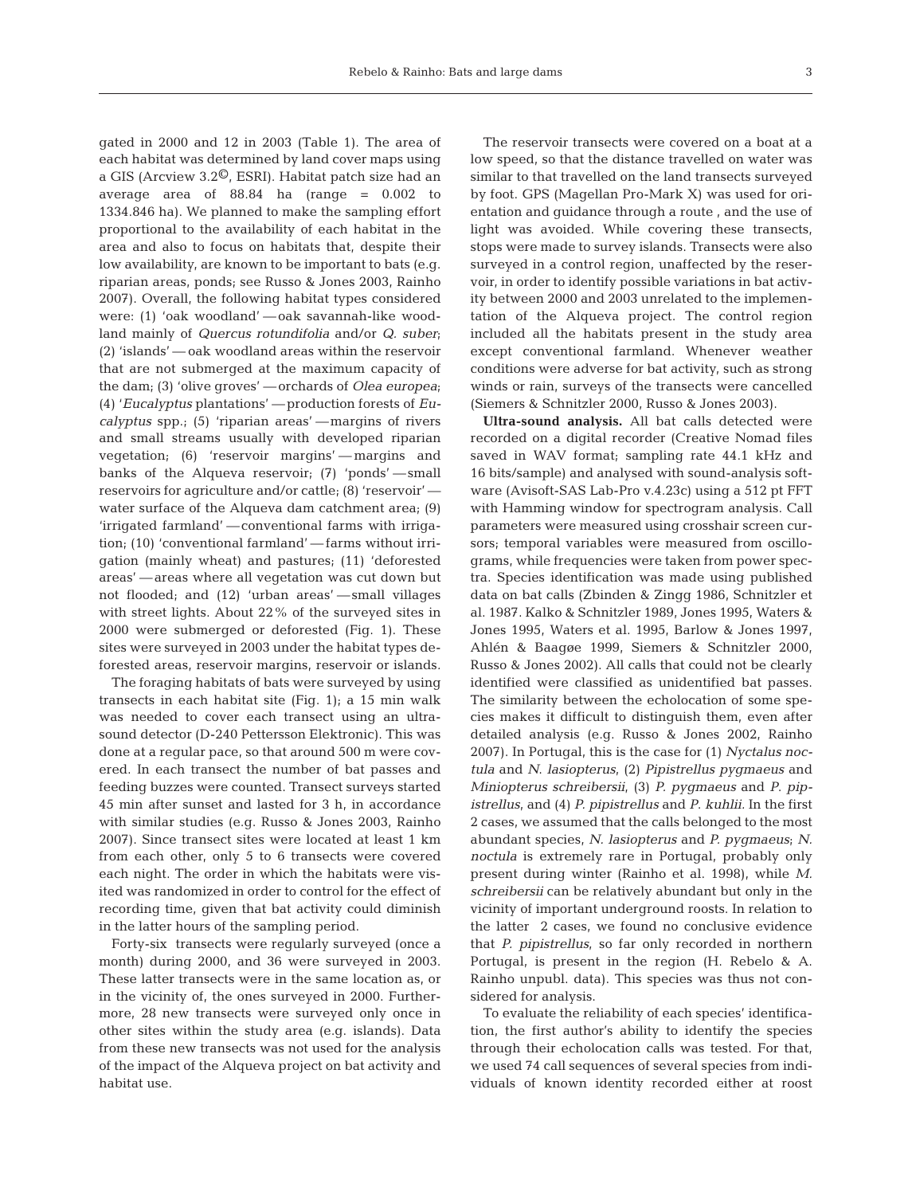gated in 2000 and 12 in 2003 (Table 1). The area of each habitat was determined by land cover maps using a GIS (Arcview 3.2©, ESRI). Habitat patch size had an average area of 88.84 ha (range = 0.002 to 1334.846 ha). We planned to make the sampling effort proportional to the availability of each habitat in the area and also to focus on habitats that, despite their low availability, are known to be important to bats (e.g. riparian areas, ponds; see Russo & Jones 2003, Rainho 2007). Overall, the following habitat types considered were: (1) 'oak woodland' — oak savannah-like woodland mainly of *Quercus rotundifolia* and/or *Q. suber*; (2) 'islands' — oak woodland areas within the reservoir that are not submerged at the maximum capacity of the dam; (3) 'olive groves' — orchards of *Olea europea*; (4) '*Eucalyptus* plantations' — production forests of *Eucalyptus* spp.; (5) 'riparian areas' — margins of rivers and small streams usually with developed riparian vegetation; (6) 'reservoir margins' — margins and banks of the Alqueva reservoir; (7) 'ponds' — small reservoirs for agriculture and/or cattle; (8) 'reservoir' — water surface of the Alqueva dam catchment area; (9) 'irrigated farmland' — conventional farms with irrigation; (10) 'conventional farmland' — farms without irrigation (mainly wheat) and pastures; (11) 'deforested areas' — areas where all vegetation was cut down but not flooded; and (12) 'urban areas' — small villages with street lights. About 22% of the surveyed sites in 2000 were submerged or deforested (Fig. 1). These sites were surveyed in 2003 under the habitat types deforested areas, reservoir margins, reservoir or islands.

The foraging habitats of bats were surveyed by using transects in each habitat site (Fig. 1); a 15 min walk was needed to cover each transect using an ultrasound detector (D-240 Pettersson Elektronic). This was done at a regular pace, so that around 500 m were covered. In each transect the number of bat passes and feeding buzzes were counted. Transect surveys started 45 min after sunset and lasted for 3 h, in accordance with similar studies (e.g. Russo & Jones 2003, Rainho 2007). Since transect sites were located at least 1 km from each other, only 5 to 6 transects were covered each night. The order in which the habitats were visited was randomized in order to control for the effect of recording time, given that bat activity could diminish in the latter hours of the sampling period.

Forty-six transects were regularly surveyed (once a month) during 2000, and 36 were surveyed in 2003. These latter transects were in the same location as, or in the vicinity of, the ones surveyed in 2000. Furthermore, 28 new transects were surveyed only once in other sites within the study area (e.g. islands). Data from these new transects was not used for the analysis of the impact of the Alqueva project on bat activity and habitat use.

The reservoir transects were covered on a boat at a low speed, so that the distance travelled on water was similar to that travelled on the land transects surveyed by foot. GPS (Magellan Pro-Mark X) was used for orientation and guidance through a route , and the use of light was avoided. While covering these transects, stops were made to survey islands. Transects were also surveyed in a control region, unaffected by the reservoir, in order to identify possible variations in bat activity between 2000 and 2003 unrelated to the implementation of the Alqueva project. The control region included all the habitats present in the study area except conventional farmland. Whenever weather conditions were adverse for bat activity, such as strong winds or rain, surveys of the transects were cancelled (Siemers & Schnitzler 2000, Russo & Jones 2003).

**Ultra-sound analysis.** All bat calls detected were recorded on a digital recorder (Creative Nomad files saved in WAV format; sampling rate 44.1 kHz and 16 bits/sample) and analysed with sound-analysis software (Avisoft-SAS Lab-Pro v.4.23c) using a 512 pt FFT with Hamming window for spectrogram analysis. Call parameters were measured using crosshair screen cursors; temporal variables were measured from oscillograms, while frequencies were taken from power spectra. Species identification was made using published data on bat calls (Zbinden & Zingg 1986, Schnitzler et al. 1987. Kalko & Schnitzler 1989, Jones 1995, Waters & Jones 1995, Waters et al. 1995, Barlow & Jones 1997, Ahlén & Baagøe 1999, Siemers & Schnitzler 2000, Russo & Jones 2002). All calls that could not be clearly identified were classified as unidentified bat passes. The similarity between the echolocation of some species makes it difficult to distinguish them, even after detailed analysis (e.g. Russo & Jones 2002, Rainho 2007). In Portugal, this is the case for (1) *Nyctalus noctula* and *N. lasiopterus*, (2) *Pipistrellus pygmaeus* and *Miniopterus schreibersii*, (3) *P. pygmaeus* and *P. pipistrellus*, and (4) *P. pipistrellus* and *P. kuhlii*. In the first 2 cases, we assumed that the calls belonged to the most abundant species, *N. lasiopterus* and *P. pygmaeus*; *N. noctula* is extremely rare in Portugal, probably only present during winter (Rainho et al. 1998), while *M. schreibersii* can be relatively abundant but only in the vicinity of important underground roosts. In relation to the latter 2 cases, we found no conclusive evidence that *P. pipistrellus*, so far only recorded in northern Portugal, is present in the region (H. Rebelo & A. Rainho unpubl. data). This species was thus not considered for analysis.

To evaluate the reliability of each species' identification, the first author's ability to identify the species through their echolocation calls was tested. For that, we used 74 call sequences of several species from individuals of known identity recorded either at roost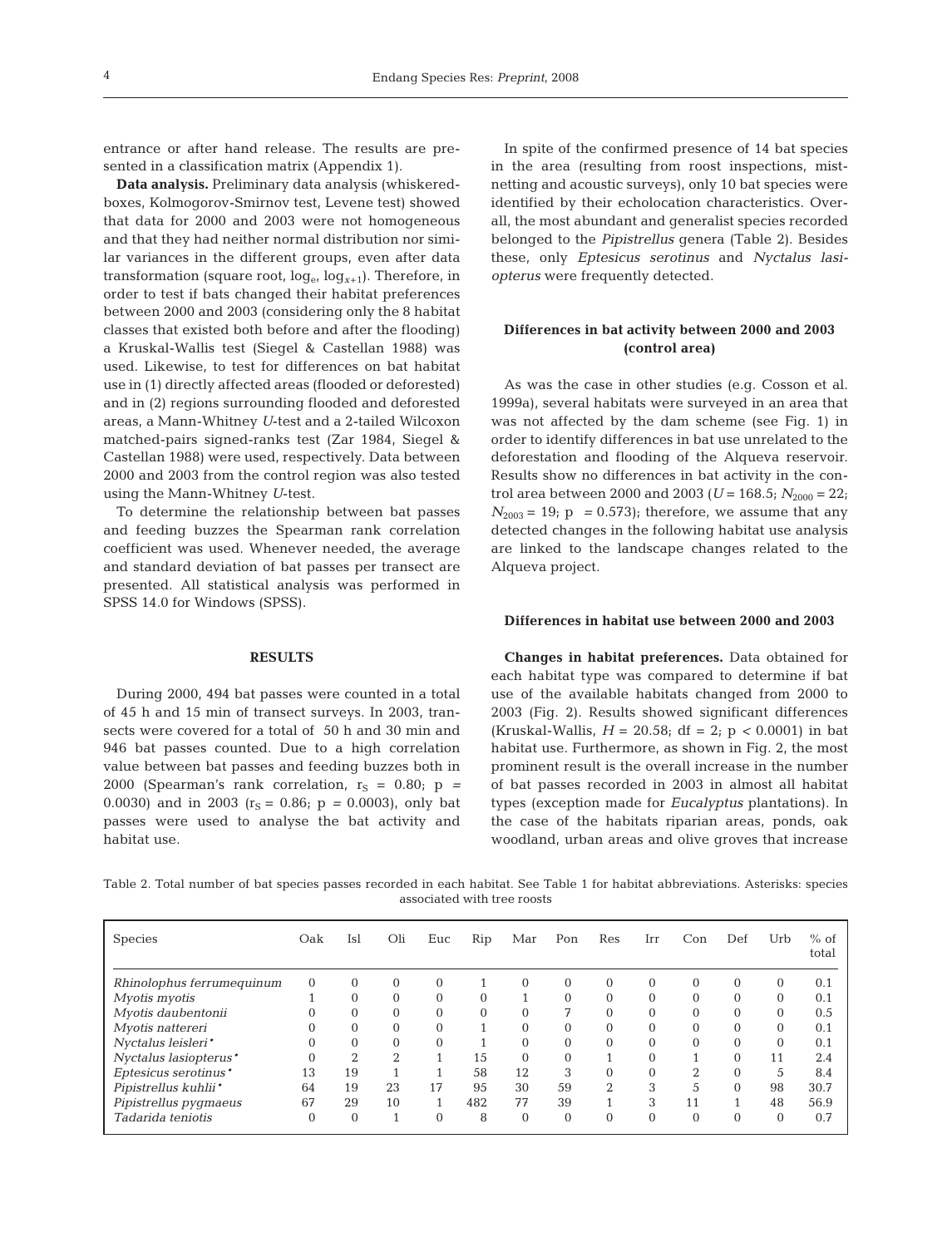entrance or after hand release. The results are presented in a classification matrix (Appendix 1).

**Data analysis.** Preliminary data analysis (whiskered-boxes, Kolmogorov-Smirnov test, Levene test) showed that data for 2000 and 2003 were not homogeneous and that they had neither normal distribution nor similar variances in the different groups, even after data transformation (square root, $\log_e$, $\log_{x+1}$). Therefore, in order to test if bats changed their habitat preferences between 2000 and 2003 (considering only the 8 habitat classes that existed both before and after the flooding) a Kruskal-Wallis test (Siegel & Castellan 1988) was used. Likewise, to test for differences on bat habitat use in (1) directly affected areas (flooded or deforested) and in (2) regions surrounding flooded and deforested areas, a Mann-Whitney *U*-test and a 2-tailed Wilcoxon matched-pairs signed-ranks test (Zar 1984, Siegel & Castellan 1988) were used, respectively. Data between 2000 and 2003 from the control region was also tested using the Mann-Whitney *U*-test.

To determine the relationship between bat passes and feeding buzzes the Spearman rank correlation coefficient was used. Whenever needed, the average and standard deviation of bat passes per transect are presented. All statistical analysis was performed in SPSS 14.0 for Windows (SPSS).

## RESULTS

During 2000, 494 bat passes were counted in a total of 45 h and 15 min of transect surveys. In 2003, transects were covered for a total of 50 h and 30 min and 946 bat passes counted. Due to a high correlation value between bat passes and feeding buzzes both in 2000 (Spearman's rank correlation, $r_S = 0.80$; $p = 0.0030$) and in 2003 ($r_S = 0.86$; $p = 0.0003$), only bat passes were used to analyse the bat activity and habitat use.

In spite of the confirmed presence of 14 bat species in the area (resulting from roost inspections, mist-netting and acoustic surveys), only 10 bat species were identified by their echolocation characteristics. Overall, the most abundant and generalist species recorded belonged to the *Pipistrellus* genera (Table 2). Besides these, only *Eptesicus serotinus* and *Nyctalus lasiopterus* were frequently detected.

### Differences in bat activity between 2000 and 2003 (control area)

As was the case in other studies (e.g. Cosson et al. 1999a), several habitats were surveyed in an area that was not affected by the dam scheme (see Fig. 1) in order to identify differences in bat use unrelated to the deforestation and flooding of the Alqueva reservoir. Results show no differences in bat activity in the control area between 2000 and 2003 ($U = 168.5$; $N_{2000} = 22$; $N_{2003} = 19$; $p = 0.573$); therefore, we assume that any detected changes in the following habitat use analysis are linked to the landscape changes related to the Alqueva project.

### Differences in habitat use between 2000 and 2003

**Changes in habitat preferences.** Data obtained for each habitat type was compared to determine if bat use of the available habitats changed from 2000 to 2003 (Fig. 2). Results showed significant differences (Kruskal-Wallis, $H = 20.58$; df = 2; $p < 0.0001$) in bat habitat use. Furthermore, as shown in Fig. 2, the most prominent result is the overall increase in the number of bat passes recorded in 2003 in almost all habitat types (exception made for *Eucalyptus* plantations). In the case of the habitats riparian areas, ponds, oak woodland, urban areas and olive groves that increase

Table 2. Total number of bat species passes recorded in each habitat. See Table 1 for habitat abbreviations. Asterisks: species associated with tree roosts

| Species | Oak | Isl | Oli | Euc | Rip | Mar | Pon | Res | Irr | Con | Def | Urb | % of total |
|---|---|---|---|---|---|---|---|---|---|---|---|---|---|
| *Rhinolophus ferrumequinum* | 0 | 0 | 0 | 0 | 1 | 0 | 0 | 0 | 0 | 0 | 0 | 0 | 0.1 |
| *Myotis myotis* | 1 | 0 | 0 | 0 | 0 | 1 | 0 | 0 | 0 | 0 | 0 | 0 | 0.1 |
| *Myotis daubentonii* | 0 | 0 | 0 | 0 | 0 | 0 | 7 | 0 | 0 | 0 | 0 | 0 | 0.5 |
| *Myotis nattereri* | 0 | 0 | 0 | 0 | 1 | 0 | 0 | 0 | 0 | 0 | 0 | 0 | 0.1 |
| *Nyctalus leisleri** | 0 | 0 | 0 | 0 | 1 | 0 | 0 | 0 | 0 | 0 | 0 | 0 | 0.1 |
| *Nyctalus lasiopterus** | 0 | 2 | 2 | 1 | 15 | 0 | 0 | 1 | 0 | 1 | 0 | 11 | 2.4 |
| *Eptesicus serotinus** | 13 | 19 | 1 | 1 | 58 | 12 | 3 | 0 | 0 | 2 | 0 | 5 | 8.4 |
| *Pipistrellus kuhlii** | 64 | 19 | 23 | 17 | 95 | 30 | 59 | 2 | 3 | 5 | 0 | 98 | 30.7 |
| *Pipistrellus pygmaeus* | 67 | 29 | 10 | 1 | 482 | 77 | 39 | 1 | 3 | 11 | 1 | 48 | 56.9 |
| *Tadarida teniotis* | 0 | 0 | 1 | 0 | 8 | 0 | 0 | 0 | 0 | 0 | 0 | 0 | 0.7 |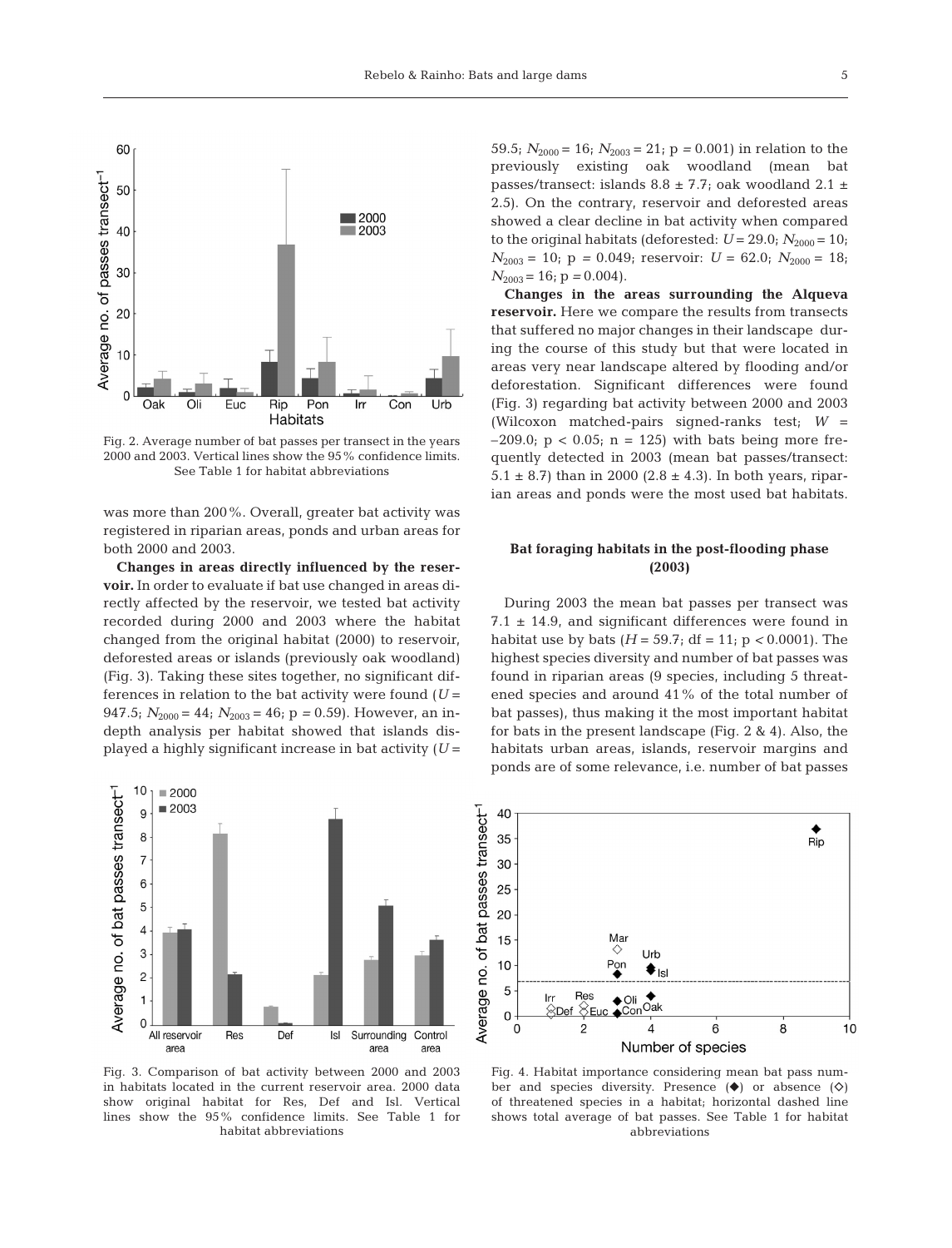Fig. 2. Average number of bat passes per transect in the years 2000 and 2003. Vertical lines show the 95% confidence limits. See Table 1 for habitat abbreviations

was more than 200%. Overall, greater bat activity was registered in riparian areas, ponds and urban areas for both 2000 and 2003.

**Changes in areas directly influenced by the reservoir.** In order to evaluate if bat use changed in areas directly affected by the reservoir, we tested bat activity recorded during 2000 and 2003 where the habitat changed from the original habitat (2000) to reservoir, deforested areas or islands (previously oak woodland) (Fig. 3). Taking these sites together, no significant differences in relation to the bat activity were found ($U$ = 947.5; $N_{2000}$ = 44; $N_{2003}$ = 46; p = 0.59). However, an in-depth analysis per habitat showed that islands displayed a highly significant increase in bat activity ($U$ = 59.5; $N_{2000}$ = 16; $N_{2003}$ = 21; p = 0.001) in relation to the previously existing oak woodland (mean bat passes/transect: islands 8.8 ± 7.7; oak woodland 2.1 ± 2.5). On the contrary, reservoir and deforested areas showed a clear decline in bat activity when compared to the original habitats (deforested: $U$ = 29.0; $N_{2000}$ = 10; $N_{2003}$ = 10; p = 0.049; reservoir: $U$ = 62.0; $N_{2000}$ = 18; $N_{2003}$ = 16; p = 0.004).

**Changes in the areas surrounding the Alqueva reservoir.** Here we compare the results from transects that suffered no major changes in their landscape during the course of this study but that were located in areas very near landscape altered by flooding and/or deforestation. Significant differences were found (Fig. 3) regarding bat activity between 2000 and 2003 (Wilcoxon matched-pairs signed-ranks test; $W$ = –209.0; $p < 0.05$; n = 125) with bats being more frequently detected in 2003 (mean bat passes/transect: 5.1 ± 8.7) than in 2000 (2.8 ± 4.3). In both years, riparian areas and ponds were the most used bat habitats.

### Bat foraging habitats in the post-flooding phase (2003)

During 2003 the mean bat passes per transect was 7.1 ± 14.9, and significant differences were found in habitat use by bats ($H$ = 59.7; df = 11; $p < 0.0001$). The highest species diversity and number of bat passes was found in riparian areas (9 species, including 5 threatened species and around 41% of the total number of bat passes), thus making it the most important habitat for bats in the present landscape (Fig. 2 & 4). Also, the habitats urban areas, islands, reservoir margins and ponds are of some relevance, i.e. number of bat passes

Fig. 3. Comparison of bat activity between 2000 and 2003 in habitats located in the current reservoir area. 2000 data show original habitat for Res, Def and Isl. Vertical lines show the 95% confidence limits. See Table 1 for habitat abbreviations

Fig. 4. Habitat importance considering mean bat pass number and species diversity. Presence (◆) or absence (◇) of threatened species in a habitat; horizontal dashed line shows total average of bat passes. See Table 1 for habitat abbreviations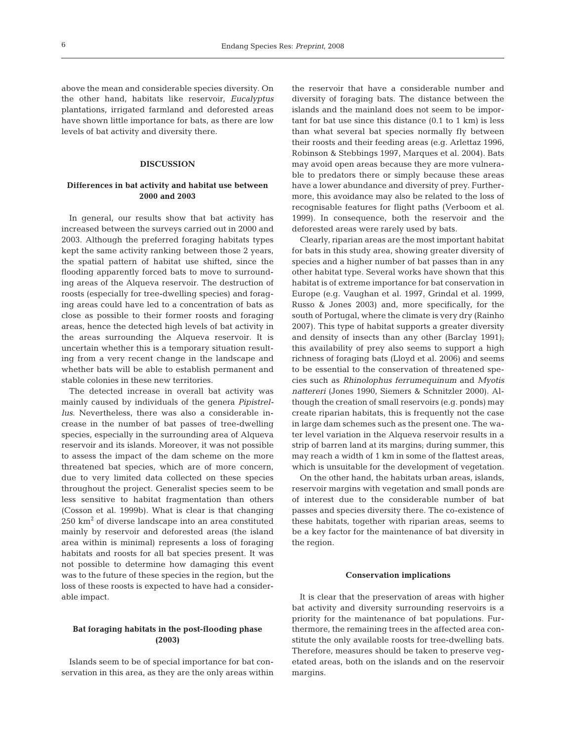above the mean and considerable species diversity. On the other hand, habitats like reservoir, *Eucalyptus* plantations, irrigated farmland and deforested areas have shown little importance for bats, as there are low levels of bat activity and diversity there.

## DISCUSSION

### Differences in bat activity and habitat use between 2000 and 2003

In general, our results show that bat activity has increased between the surveys carried out in 2000 and 2003. Although the preferred foraging habitats types kept the same activity ranking between those 2 years, the spatial pattern of habitat use shifted, since the flooding apparently forced bats to move to surrounding areas of the Alqueva reservoir. The destruction of roosts (especially for tree-dwelling species) and foraging areas could have led to a concentration of bats as close as possible to their former roosts and foraging areas, hence the detected high levels of bat activity in the areas surrounding the Alqueva reservoir. It is uncertain whether this is a temporary situation resulting from a very recent change in the landscape and whether bats will be able to establish permanent and stable colonies in these new territories.

The detected increase in overall bat activity was mainly caused by individuals of the genera *Pipistrellus*. Nevertheless, there was also a considerable increase in the number of bat passes of tree-dwelling species, especially in the surrounding area of Alqueva reservoir and its islands. Moreover, it was not possible to assess the impact of the dam scheme on the more threatened bat species, which are of more concern, due to very limited data collected on these species throughout the project. Generalist species seem to be less sensitive to habitat fragmentation than others (Cosson et al. 1999b). What is clear is that changing 250 $km^2$ of diverse landscape into an area constituted mainly by reservoir and deforested areas (the island area within is minimal) represents a loss of foraging habitats and roosts for all bat species present. It was not possible to determine how damaging this event was to the future of these species in the region, but the loss of these roosts is expected to have had a considerable impact.

### Bat foraging habitats in the post-flooding phase (2003)

Islands seem to be of special importance for bat conservation in this area, as they are the only areas within the reservoir that have a considerable number and diversity of foraging bats. The distance between the islands and the mainland does not seem to be important for bat use since this distance (0.1 to 1 km) is less than what several bat species normally fly between their roosts and their feeding areas (e.g. Arlettaz 1996, Robinson & Stebbings 1997, Marques et al. 2004). Bats may avoid open areas because they are more vulnerable to predators there or simply because these areas have a lower abundance and diversity of prey. Furthermore, this avoidance may also be related to the loss of recognisable features for flight paths (Verboom et al. 1999). In consequence, both the reservoir and the deforested areas were rarely used by bats.

Clearly, riparian areas are the most important habitat for bats in this study area, showing greater diversity of species and a higher number of bat passes than in any other habitat type. Several works have shown that this habitat is of extreme importance for bat conservation in Europe (e.g. Vaughan et al. 1997, Grindal et al. 1999, Russo & Jones 2003) and, more specifically, for the south of Portugal, where the climate is very dry (Rainho 2007). This type of habitat supports a greater diversity and density of insects than any other (Barclay 1991); this availability of prey also seems to support a high richness of foraging bats (Lloyd et al. 2006) and seems to be essential to the conservation of threatened species such as *Rhinolophus ferrumequinum* and *Myotis nattereri* (Jones 1990, Siemers & Schnitzler 2000). Although the creation of small reservoirs (e.g. ponds) may create riparian habitats, this is frequently not the case in large dam schemes such as the present one. The water level variation in the Alqueva reservoir results in a strip of barren land at its margins; during summer, this may reach a width of 1 km in some of the flattest areas, which is unsuitable for the development of vegetation.

On the other hand, the habitats urban areas, islands, reservoir margins with vegetation and small ponds are of interest due to the considerable number of bat passes and species diversity there. The co-existence of these habitats, together with riparian areas, seems to be a key factor for the maintenance of bat diversity in the region.

### Conservation implications

It is clear that the preservation of areas with higher bat activity and diversity surrounding reservoirs is a priority for the maintenance of bat populations. Furthermore, the remaining trees in the affected area constitute the only available roosts for tree-dwelling bats. Therefore, measures should be taken to preserve vegetated areas, both on the islands and on the reservoir margins.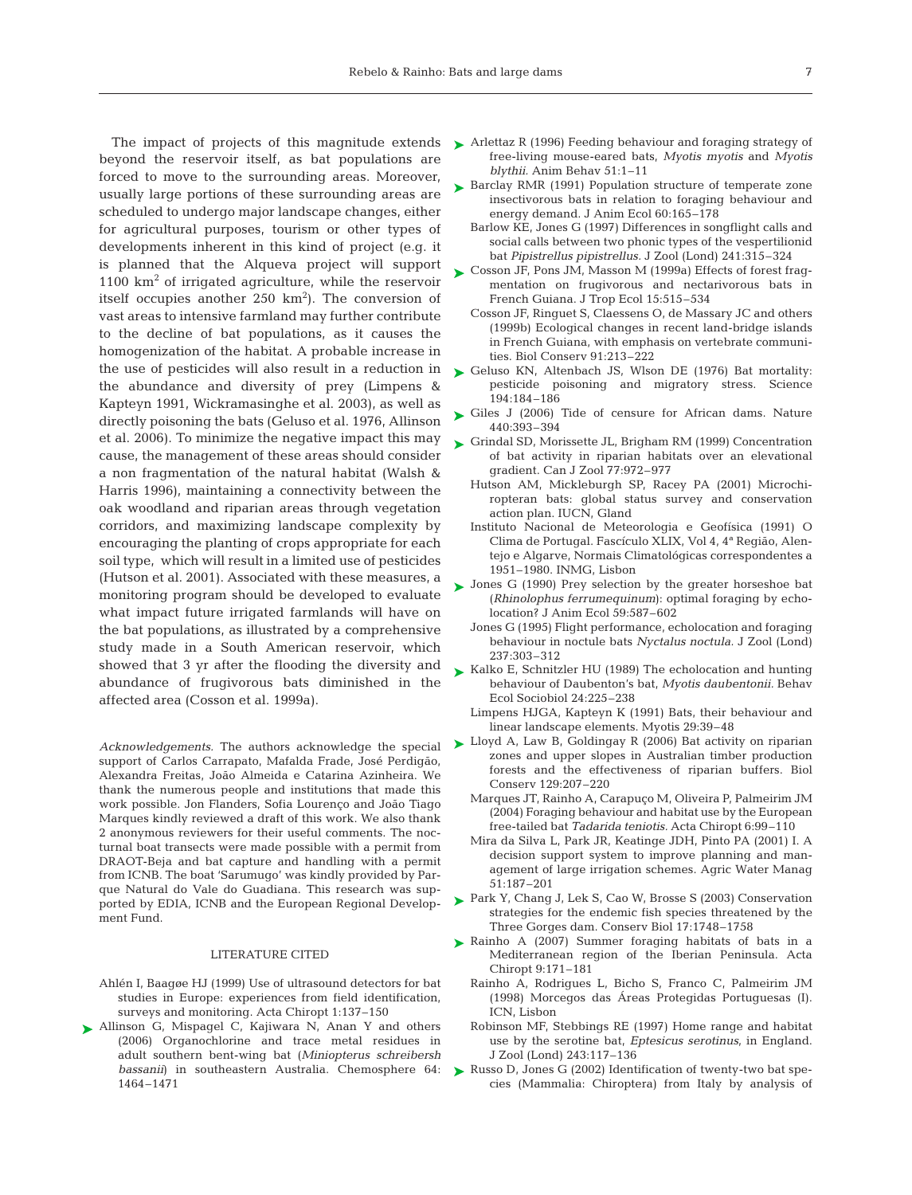The impact of projects of this magnitude extends beyond the reservoir itself, as bat populations are forced to move to the surrounding areas. Moreover, usually large portions of these surrounding areas are scheduled to undergo major landscape changes, either for agricultural purposes, tourism or other types of developments inherent in this kind of project (e.g. it is planned that the Alqueva project will support 1100 km$^2$ of irrigated agriculture, while the reservoir itself occupies another 250 km$^2$). The conversion of vast areas to intensive farmland may further contribute to the decline of bat populations, as it causes the homogenization of the habitat. A probable increase in the use of pesticides will also result in a reduction in the abundance and diversity of prey (Limpens & Kapteyn 1991, Wickramasinghe et al. 2003), as well as directly poisoning the bats (Geluso et al. 1976, Allinson et al. 2006). To minimize the negative impact this may cause, the management of these areas should consider a non fragmentation of the natural habitat (Walsh & Harris 1996), maintaining a connectivity between the oak woodland and riparian areas through vegetation corridors, and maximizing landscape complexity by encouraging the planting of crops appropriate for each soil type, which will result in a limited use of pesticides (Hutson et al. 2001). Associated with these measures, a monitoring program should be developed to evaluate what impact future irrigated farmlands will have on the bat populations, as illustrated by a comprehensive study made in a South American reservoir, which showed that 3 yr after the flooding the diversity and abundance of frugivorous bats diminished in the affected area (Cosson et al. 1999a).

*Acknowledgements.* The authors acknowledge the special support of Carlos Carrapato, Mafalda Frade, José Perdigão, Alexandra Freitas, João Almeida e Catarina Azinheira. We thank the numerous people and institutions that made this work possible. Jon Flanders, Sofia Lourenço and João Tiago Marques kindly reviewed a draft of this work. We also thank 2 anonymous reviewers for their useful comments. The nocturnal boat transects were made possible with a permit from DRAOT-Beja and bat capture and handling with a permit from ICNB. The boat 'Sarumugo' was kindly provided by Parque Natural do Vale do Guadiana. This research was supported by EDIA, ICNB and the European Regional Development Fund.

## LITERATURE CITED

Ahlén I, Baagøe HJ (1999) Use of ultrasound detectors for bat studies in Europe: experiences from field identification, surveys and monitoring. Acta Chiropt 1:137–150

Allinson G, Mispagel C, Kajiwara N, Anan Y and others (2006) Organochlorine and trace metal residues in adult southern bent-wing bat (*Miniopterus schreibersh bassanii*) in southeastern Australia. Chemosphere 64: 1464–1471

Arlettaz R (1996) Feeding behaviour and foraging strategy of free-living mouse-eared bats, *Myotis myotis* and *Myotis blythii*. Anim Behav 51:1–11

Barclay RMR (1991) Population structure of temperate zone insectivorous bats in relation to foraging behaviour and energy demand. J Anim Ecol 60:165–178

Barlow KE, Jones G (1997) Differences in songflight calls and social calls between two phonic types of the vespertilionid bat *Pipistrellus pipistrellus*. J Zool (Lond) 241:315–324

Cosson JF, Pons JM, Masson M (1999a) Effects of forest fragmentation on frugivorous and nectarivorous bats in French Guiana. J Trop Ecol 15:515–534

Cosson JF, Ringuet S, Claessens O, de Massary JC and others (1999b) Ecological changes in recent land-bridge islands in French Guiana, with emphasis on vertebrate communities. Biol Conserv 91:213–222

Geluso KN, Altenbach JS, Wlson DE (1976) Bat mortality: pesticide poisoning and migratory stress. Science 194:184–186

Giles J (2006) Tide of censure for African dams. Nature 440:393–394

Grindal SD, Morissette JL, Brigham RM (1999) Concentration of bat activity in riparian habitats over an elevational gradient. Can J Zool 77:972–977

Hutson AM, Mickleburgh SP, Racey PA (2001) Microchiropteran bats: global status survey and conservation action plan. IUCN, Gland

Instituto Nacional de Meteorologia e Geofísica (1991) O Clima de Portugal. Fascículo XLIX, Vol 4, 4ª Região, Alentejo e Algarve, Normais Climatológicas correspondentes a 1951–1980. INMG, Lisbon

Jones G (1990) Prey selection by the greater horseshoe bat (*Rhinolophus ferrumequinum*): optimal foraging by echolocation? J Anim Ecol 59:587–602

Jones G (1995) Flight performance, echolocation and foraging behaviour in noctule bats *Nyctalus noctula*. J Zool (Lond) 237:303–312

Kalko E, Schnitzler HU (1989) The echolocation and hunting behaviour of Daubenton's bat, *Myotis daubentonii*. Behav Ecol Sociobiol 24:225–238

Limpens HJGA, Kapteyn K (1991) Bats, their behaviour and linear landscape elements. Myotis 29:39–48

Lloyd A, Law B, Goldingay R (2006) Bat activity on riparian zones and upper slopes in Australian timber production forests and the effectiveness of riparian buffers. Biol Conserv 129:207–220

Marques JT, Rainho A, Carapuço M, Oliveira P, Palmeirim JM (2004) Foraging behaviour and habitat use by the European free-tailed bat *Tadarida teniotis*. Acta Chiropt 6:99–110

Mira da Silva L, Park JR, Keatinge JDH, Pinto PA (2001) I. A decision support system to improve planning and management of large irrigation schemes. Agric Water Manag 51:187–201

Park Y, Chang J, Lek S, Cao W, Brosse S (2003) Conservation strategies for the endemic fish species threatened by the Three Gorges dam. Conserv Biol 17:1748–1758

Rainho A (2007) Summer foraging habitats of bats in a Mediterranean region of the Iberian Peninsula. Acta Chiropt 9:171–181

Rainho A, Rodrigues L, Bicho S, Franco C, Palmeirim JM (1998) Morcegos das Áreas Protegidas Portuguesas (I). ICN, Lisbon

Robinson MF, Stebbings RE (1997) Home range and habitat use by the serotine bat, *Eptesicus serotinus*, in England. J Zool (Lond) 243:117–136

Russo D, Jones G (2002) Identification of twenty-two bat species (Mammalia: Chiroptera) from Italy by analysis of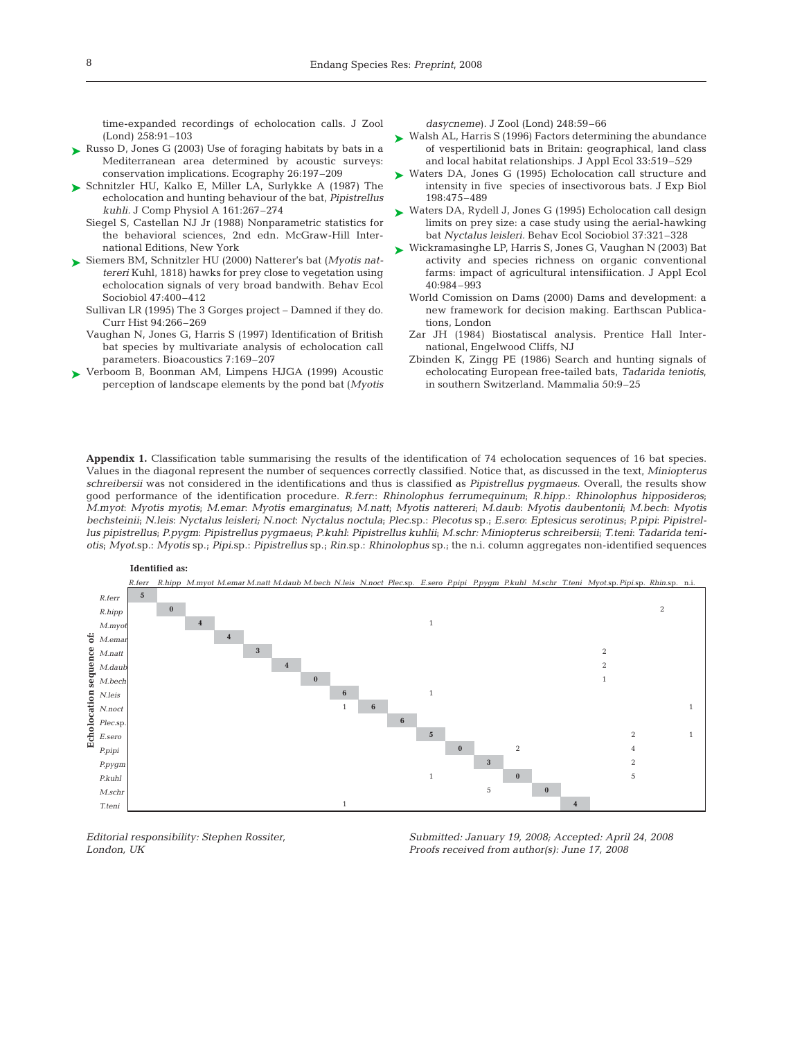time-expanded recordings of echolocation calls. J Zool (Lond) 258:91–103

Russo D, Jones G (2003) Use of foraging habitats by bats in a Mediterranean area determined by acoustic surveys: conservation implications. Ecography 26:197–209

Schnitzler HU, Kalko E, Miller LA, Surlykke A (1987) The echolocation and hunting behaviour of the bat, *Pipistrellus kuhli*. J Comp Physiol A 161:267–274

Siegel S, Castellan NJ Jr (1988) Nonparametric statistics for the behavioral sciences, 2nd edn. McGraw-Hill International Editions, New York

Siemers BM, Schnitzler HU (2000) Natterer's bat (*Myotis nattereri* Kuhl, 1818) hawks for prey close to vegetation using echolocation signals of very broad bandwith. Behav Ecol Sociobiol 47:400–412

Sullivan LR (1995) The 3 Gorges project – Damned if they do. Curr Hist 94:266–269

Vaughan N, Jones G, Harris S (1997) Identification of British bat species by multivariate analysis of echolocation call parameters. Bioacoustics 7:169–207

Verboom B, Boonman AM, Limpens HJGA (1999) Acoustic perception of landscape elements by the pond bat (*Myotis dasycneme*). J Zool (Lond) 248:59–66

Walsh AL, Harris S (1996) Factors determining the abundance of vespertilionid bats in Britain: geographical, land class and local habitat relationships. J Appl Ecol 33:519–529

Waters DA, Jones G (1995) Echolocation call structure and intensity in five species of insectivorous bats. J Exp Biol 198:475–489

Waters DA, Rydell J, Jones G (1995) Echolocation call design limits on prey size: a case study using the aerial-hawking bat *Nyctalus leisleri*. Behav Ecol Sociobiol 37:321–328

Wickramasinghe LP, Harris S, Jones G, Vaughan N (2003) Bat activity and species richness on organic conventional farms: impact of agricultural intensifiication. J Appl Ecol 40:984–993

World Comission on Dams (2000) Dams and development: a new framework for decision making. Earthscan Publications, London

Zar JH (1984) Biostatiscal analysis. Prentice Hall International, Engelwood Cliffs, NJ

Zbinden K, Zingg PE (1986) Search and hunting signals of echolocating European free-tailed bats, *Tadarida teniotis*, in southern Switzerland. Mammalia 50:9–25

**Appendix 1.** Classification table summarising the results of the identification of 74 echolocation sequences of 16 bat species. Values in the diagonal represent the number of sequences correctly classified. Notice that, as discussed in the text, *Miniopterus schreibersii* was not considered in the identifications and thus is classified as *Pipistrellus pygmaeus*. Overall, the results show good performance of the identification procedure. *R.ferr*:: *Rhinolophus ferrumequinum*; *R.hipp*.: *Rhinolophus hipposideros*; *M.myot*: *Myotis myotis*; *M.emar*: *Myotis emarginatus*; *M.natt*: *Myotis nattereri*; *M.daub*: *Myotis daubentonii*; *M.bech*: *Myotis bechsteinii*; *N.leis*: *Nyctalus leisleri; N.noct*: *Nyctalus noctula*; *Plec*.sp.: *Plecotus* sp.; *E.sero*: *Eptesicus serotinus*; *P.pipi*: *Pipistrellus pipistrellus*; *P.pygm*: *Pipistrellus pygmaeus*; *P.kuhl*: *Pipistrellus kuhlii*; *M.schr*: *Miniopterus schreibersii*; *T.teni*: *Tadarida teniotis*; *Myot*.sp.: *Myotis* sp.; *Pipi*.sp.: *Pipistrellus* sp.; *Rin*.sp.: *Rhinolophus* sp.; the n.i. column aggregates non-identified sequences

| Echolocation sequence of: / Identified as: | R.ferr | R.hipp | M.myot | M.emar | M.natt | M.daub | M.bech | N.leis | N.noct | Plec.sp. | E.sero | P.pipi | P.pygm | P.kuhl | M.schr | T.teni | Myot.sp. | Pipi.sp. | Rhin.sp. | n.i. |
|---|---|---|---|---|---|---|---|---|---|---|---|---|---|---|---|---|---|---|---|---|
| *R.ferr* | **5** | | | | | | | | | | | | | | | | | | | |
| *R.hipp* | | **0** | | | | | | | | | | | | | | | | | 2 | |
| *M.myot* | | | **4** | | | | | | | | 1 | | | | | | | | | |
| *M.emar* | | | | **4** | | | | | | | | | | | | | | | | |
| *M.natt* | | | | | **3** | | | | | | | | | | | | 2 | | | |
| *M.daub* | | | | | | **4** | | | | | | | | | | | 2 | | | |
| *M.bech* | | | | | | | **0** | | | | | | | | | | 1 | | | |
| *N.leis* | | | | | | | | **6** | | | 1 | | | | | | | | | |
| *N.noct* | | | | | | | | 1 | **6** | | | | | | | | | | | 1 |
| *Plec*.sp. | | | | | | | | | | **6** | | | | | | | | | | |
| *E.sero* | | | | | | | | | | | **5** | | | | | | | 2 | | 1 |
| *P.pipi* | | | | | | | | | | | | **0** | | 2 | | | | 4 | | |
| *P.pygm* | | | | | | | | | | | | | **3** | | | | | 2 | | |
| *P.kuhl* | | | | | | | | | | | 1 | | | **0** | | | | 5 | | |
| *M.schr* | | | | | | | | | | | | | 5 | | **0** | | | | | |
| *T.teni* | | | | | | | | 1 | | | | | | | | **4** | | | | |

*Editorial responsibility: Stephen Rossiter, London, UK*

*Submitted: January 19, 2008; Accepted: April 24, 2008*
*Proofs received from author(s): June 17, 2008*